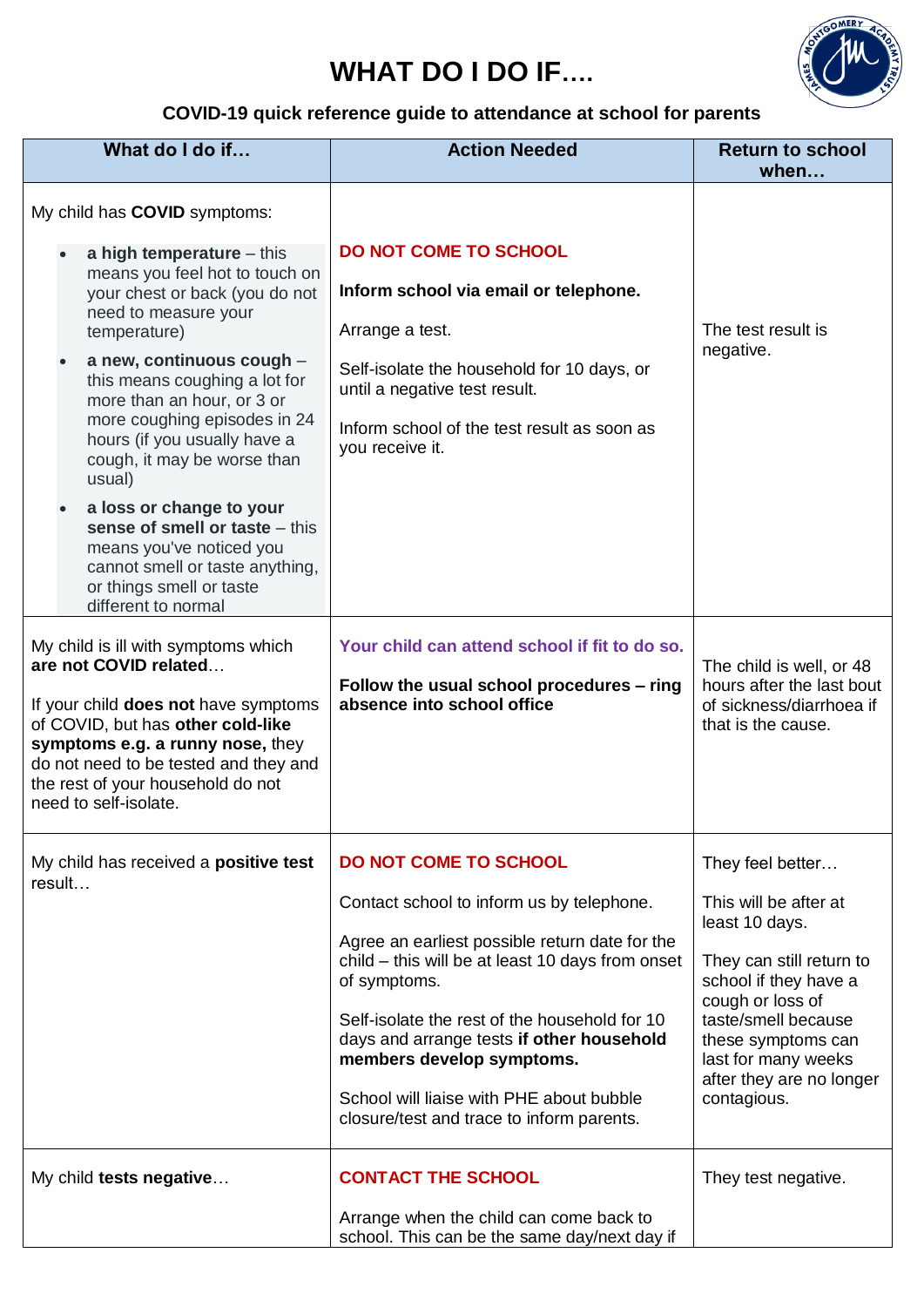# WHAT DO I DO IF….

### COVID-19 quick reference guide to attendance at school for parents

| What do I do if… | Action Needed | Return to school when… |
|---|---|---|
| My child has **COVID** symptoms:<br>• **a high temperature** – this means you feel hot to touch on your chest or back (you do not need to measure your temperature)<br>• **a new, continuous cough** – this means coughing a lot for more than an hour, or 3 or more coughing episodes in 24 hours (if you usually have a cough, it may be worse than usual)<br>• **a loss or change to your sense of smell or taste** – this means you've noticed you cannot smell or taste anything, or things smell or taste different to normal | **DO NOT COME TO SCHOOL**<br><br>**Inform school via email or telephone.**<br><br>Arrange a test.<br><br>Self-isolate the household for 10 days, or until a negative test result.<br><br>Inform school of the test result as soon as you receive it. | The test result is negative. |
| My child is ill with symptoms which **are not COVID related**…<br><br>If your child **does not** have symptoms of COVID, but has **other cold-like symptoms e.g. a runny nose,** they do not need to be tested and they and the rest of your household do not need to self-isolate. | **Your child can attend school if fit to do so.**<br><br>**Follow the usual school procedures – ring absence into school office** | The child is well, or 48 hours after the last bout of sickness/diarrhoea if that is the cause. |
| My child has received a **positive test** result… | **DO NOT COME TO SCHOOL**<br><br>Contact school to inform us by telephone.<br><br>Agree an earliest possible return date for the child – this will be at least 10 days from onset of symptoms.<br><br>Self-isolate the rest of the household for 10 days and arrange tests **if other household members develop symptoms.**<br><br>School will liaise with PHE about bubble closure/test and trace to inform parents. | They feel better…<br><br>This will be after at least 10 days.<br><br>They can still return to school if they have a cough or loss of taste/smell because these symptoms can last for many weeks after they are no longer contagious. |
| My child **tests negative**… | **CONTACT THE SCHOOL**<br><br>Arrange when the child can come back to school. This can be the same day/next day if | They test negative. |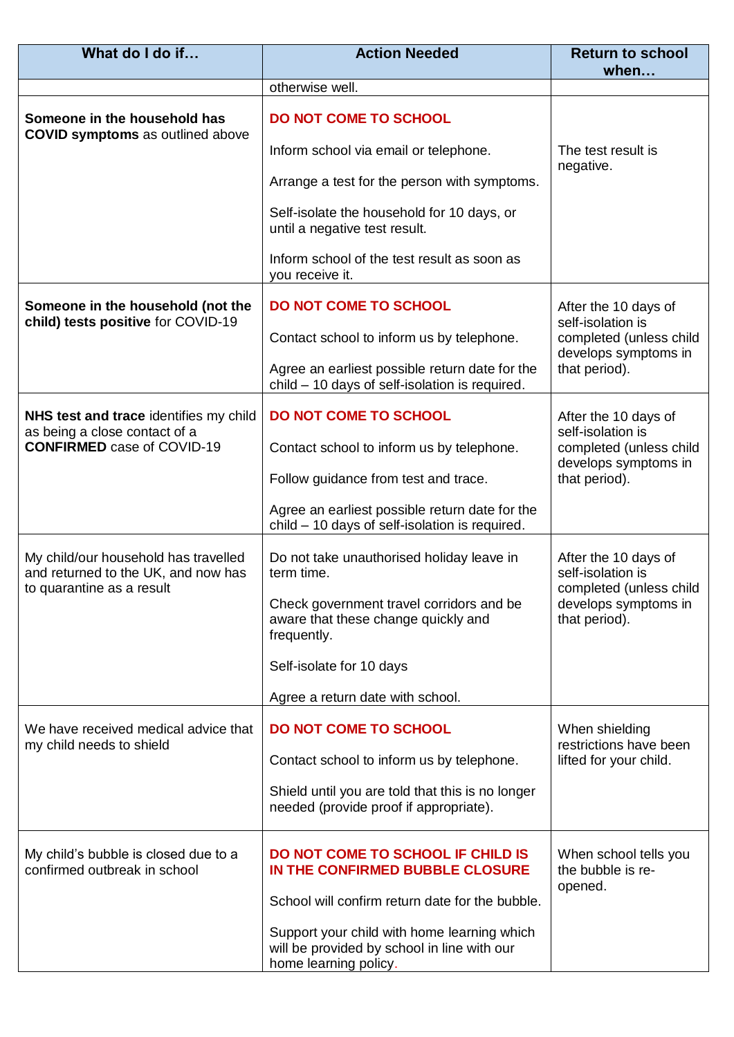| What do I do if… | Action Needed | Return to school when… |
|---|---|---|
| | otherwise well. | |
| **Someone in the household has COVID symptoms** as outlined above | **DO NOT COME TO SCHOOL**<br><br>Inform school via email or telephone.<br><br>Arrange a test for the person with symptoms.<br><br>Self-isolate the household for 10 days, or until a negative test result.<br><br>Inform school of the test result as soon as you receive it. | The test result is negative. |
| **Someone in the household (not the child) tests positive** for COVID-19 | **DO NOT COME TO SCHOOL**<br><br>Contact school to inform us by telephone.<br><br>Agree an earliest possible return date for the child – 10 days of self-isolation is required. | After the 10 days of self-isolation is completed (unless child develops symptoms in that period). |
| **NHS test and trace** identifies my child as being a close contact of a **CONFIRMED** case of COVID-19 | **DO NOT COME TO SCHOOL**<br><br>Contact school to inform us by telephone.<br><br>Follow guidance from test and trace.<br><br>Agree an earliest possible return date for the child – 10 days of self-isolation is required. | After the 10 days of self-isolation is completed (unless child develops symptoms in that period). |
| My child/our household has travelled and returned to the UK, and now has to quarantine as a result | Do not take unauthorised holiday leave in term time.<br><br>Check government travel corridors and be aware that these change quickly and frequently.<br><br>Self-isolate for 10 days<br><br>Agree a return date with school. | After the 10 days of self-isolation is completed (unless child develops symptoms in that period). |
| We have received medical advice that my child needs to shield | **DO NOT COME TO SCHOOL**<br><br>Contact school to inform us by telephone.<br><br>Shield until you are told that this is no longer needed (provide proof if appropriate). | When shielding restrictions have been lifted for your child. |
| My child's bubble is closed due to a confirmed outbreak in school | **DO NOT COME TO SCHOOL IF CHILD IS IN THE CONFIRMED BUBBLE CLOSURE**<br><br>School will confirm return date for the bubble.<br><br>Support your child with home learning which will be provided by school in line with our home learning policy. | When school tells you the bubble is re-opened. |